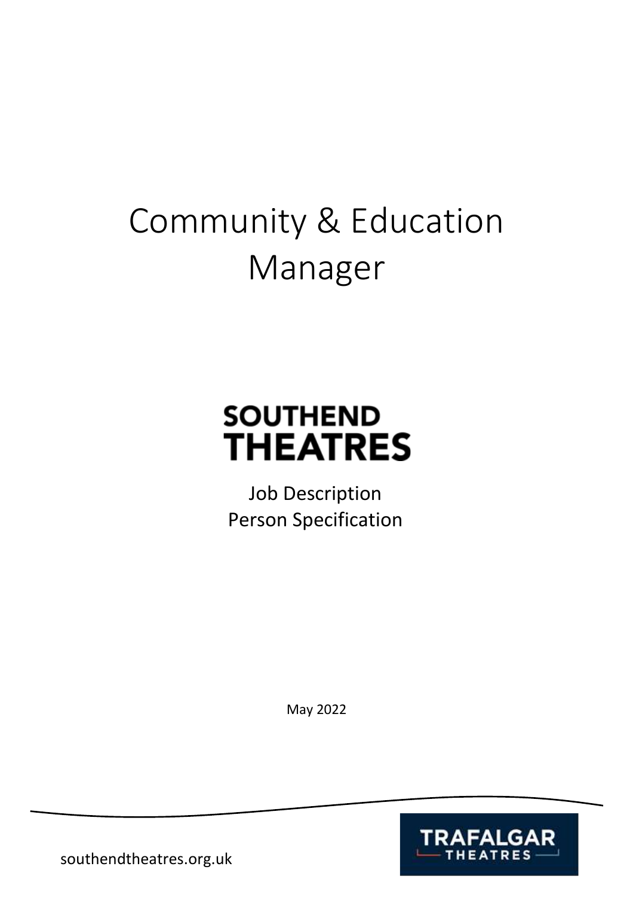# Community & Education Manager

**SOUTHEND THEATRES**

Job Description
Person Specification

May 2022

southendtheatres.org.uk

TRAFALGAR THEATRES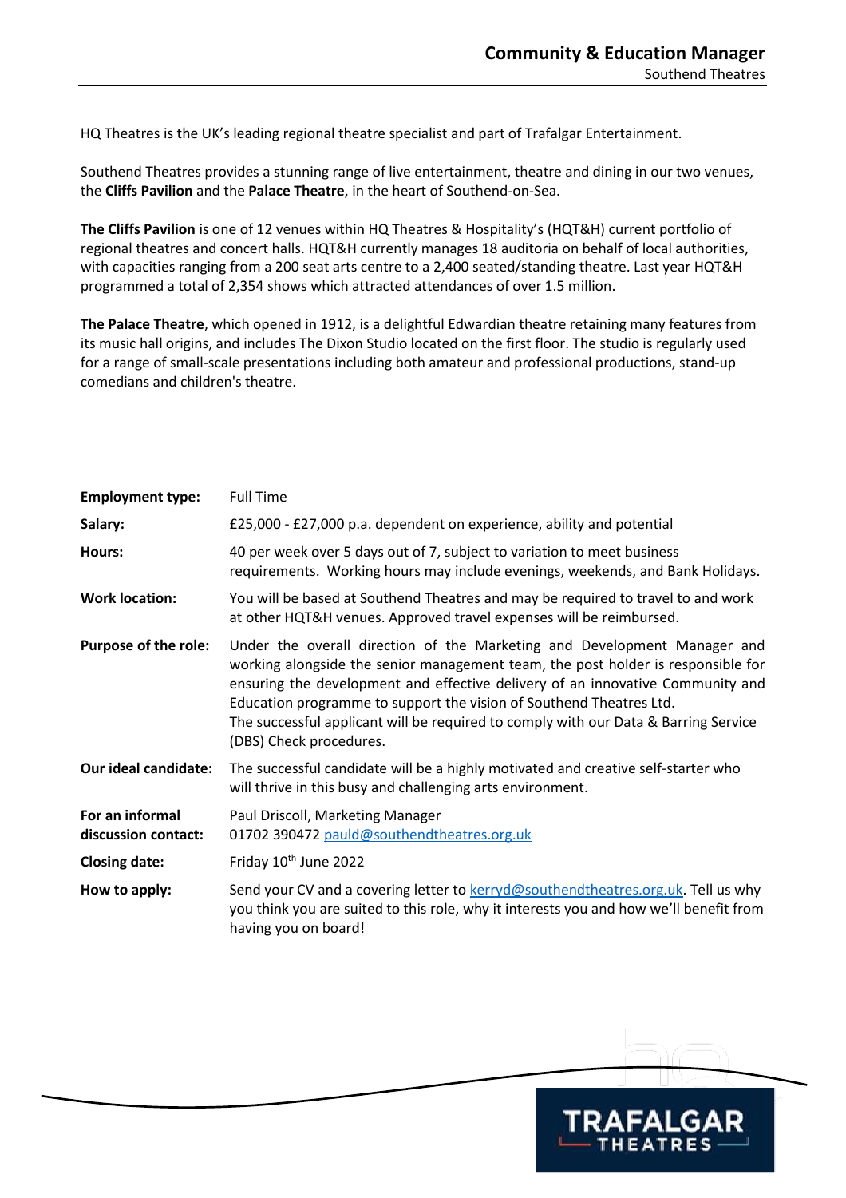# Community & Education Manager

Southend Theatres

HQ Theatres is the UK's leading regional theatre specialist and part of Trafalgar Entertainment.

Southend Theatres provides a stunning range of live entertainment, theatre and dining in our two venues, the **Cliffs Pavilion** and the **Palace Theatre**, in the heart of Southend-on-Sea.

**The Cliffs Pavilion** is one of 12 venues within HQ Theatres & Hospitality's (HQT&H) current portfolio of regional theatres and concert halls. HQT&H currently manages 18 auditoria on behalf of local authorities, with capacities ranging from a 200 seat arts centre to a 2,400 seated/standing theatre. Last year HQT&H programmed a total of 2,354 shows which attracted attendances of over 1.5 million.

**The Palace Theatre**, which opened in 1912, is a delightful Edwardian theatre retaining many features from its music hall origins, and includes The Dixon Studio located on the first floor. The studio is regularly used for a range of small-scale presentations including both amateur and professional productions, stand-up comedians and children's theatre.

| | |
|---|---|
| **Employment type:** | Full Time |
| **Salary:** | £25,000 - £27,000 p.a. dependent on experience, ability and potential |
| **Hours:** | 40 per week over 5 days out of 7, subject to variation to meet business requirements. Working hours may include evenings, weekends, and Bank Holidays. |
| **Work location:** | You will be based at Southend Theatres and may be required to travel to and work at other HQT&H venues. Approved travel expenses will be reimbursed. |
| **Purpose of the role:** | Under the overall direction of the Marketing and Development Manager and working alongside the senior management team, the post holder is responsible for ensuring the development and effective delivery of an innovative Community and Education programme to support the vision of Southend Theatres Ltd. The successful applicant will be required to comply with our Data & Barring Service (DBS) Check procedures. |
| **Our ideal candidate:** | The successful candidate will be a highly motivated and creative self-starter who will thrive in this busy and challenging arts environment. |
| **For an informal discussion contact:** | Paul Driscoll, Marketing Manager<br>01702 390472 pauld@southendtheatres.org.uk |
| **Closing date:** | Friday 10th June 2022 |
| **How to apply:** | Send your CV and a covering letter to kerryd@southendtheatres.org.uk. Tell us why you think you are suited to this role, why it interests you and how we'll benefit from having you on board! |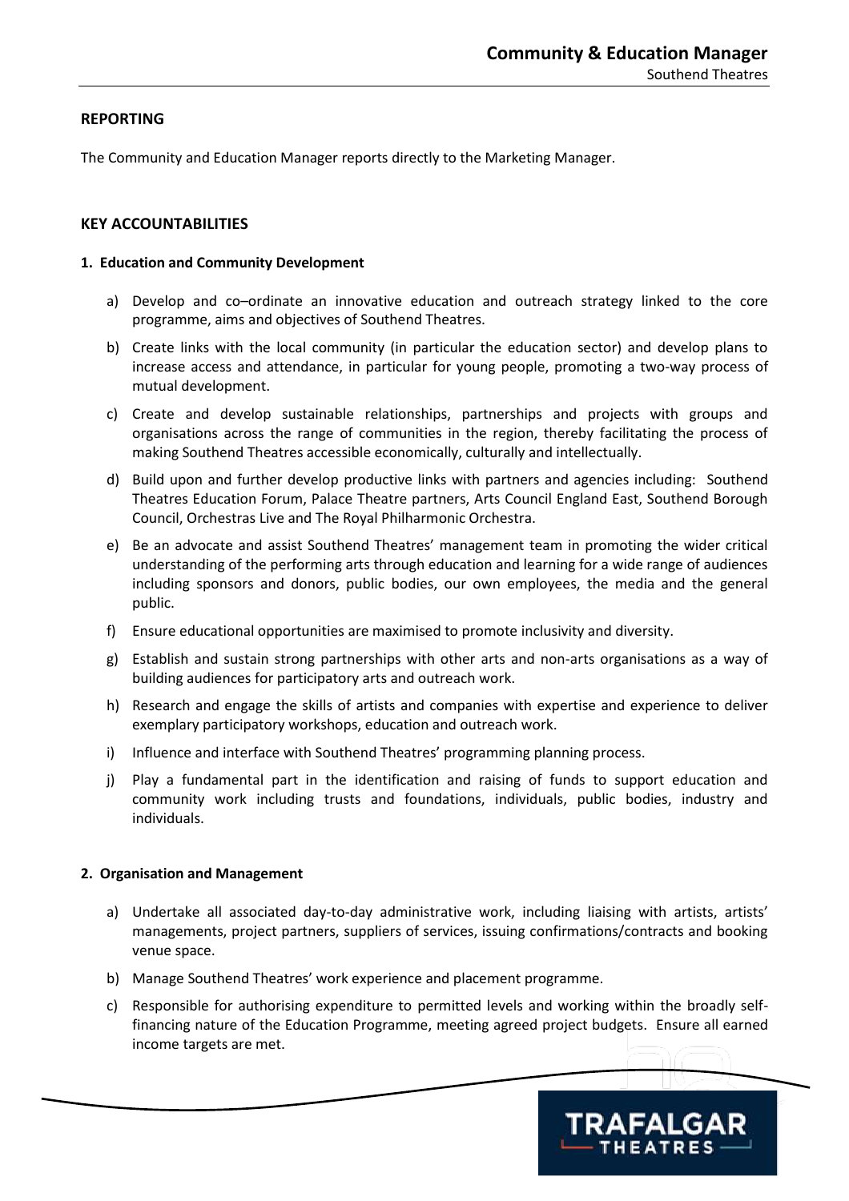## REPORTING

The Community and Education Manager reports directly to the Marketing Manager.

## KEY ACCOUNTABILITIES

### 1. Education and Community Development

a) Develop and co–ordinate an innovative education and outreach strategy linked to the core programme, aims and objectives of Southend Theatres.

b) Create links with the local community (in particular the education sector) and develop plans to increase access and attendance, in particular for young people, promoting a two-way process of mutual development.

c) Create and develop sustainable relationships, partnerships and projects with groups and organisations across the range of communities in the region, thereby facilitating the process of making Southend Theatres accessible economically, culturally and intellectually.

d) Build upon and further develop productive links with partners and agencies including: Southend Theatres Education Forum, Palace Theatre partners, Arts Council England East, Southend Borough Council, Orchestras Live and The Royal Philharmonic Orchestra.

e) Be an advocate and assist Southend Theatres' management team in promoting the wider critical understanding of the performing arts through education and learning for a wide range of audiences including sponsors and donors, public bodies, our own employees, the media and the general public.

f) Ensure educational opportunities are maximised to promote inclusivity and diversity.

g) Establish and sustain strong partnerships with other arts and non-arts organisations as a way of building audiences for participatory arts and outreach work.

h) Research and engage the skills of artists and companies with expertise and experience to deliver exemplary participatory workshops, education and outreach work.

i) Influence and interface with Southend Theatres' programming planning process.

j) Play a fundamental part in the identification and raising of funds to support education and community work including trusts and foundations, individuals, public bodies, industry and individuals.

### 2. Organisation and Management

a) Undertake all associated day-to-day administrative work, including liaising with artists, artists' managements, project partners, suppliers of services, issuing confirmations/contracts and booking venue space.

b) Manage Southend Theatres' work experience and placement programme.

c) Responsible for authorising expenditure to permitted levels and working within the broadly self-financing nature of the Education Programme, meeting agreed project budgets. Ensure all earned income targets are met.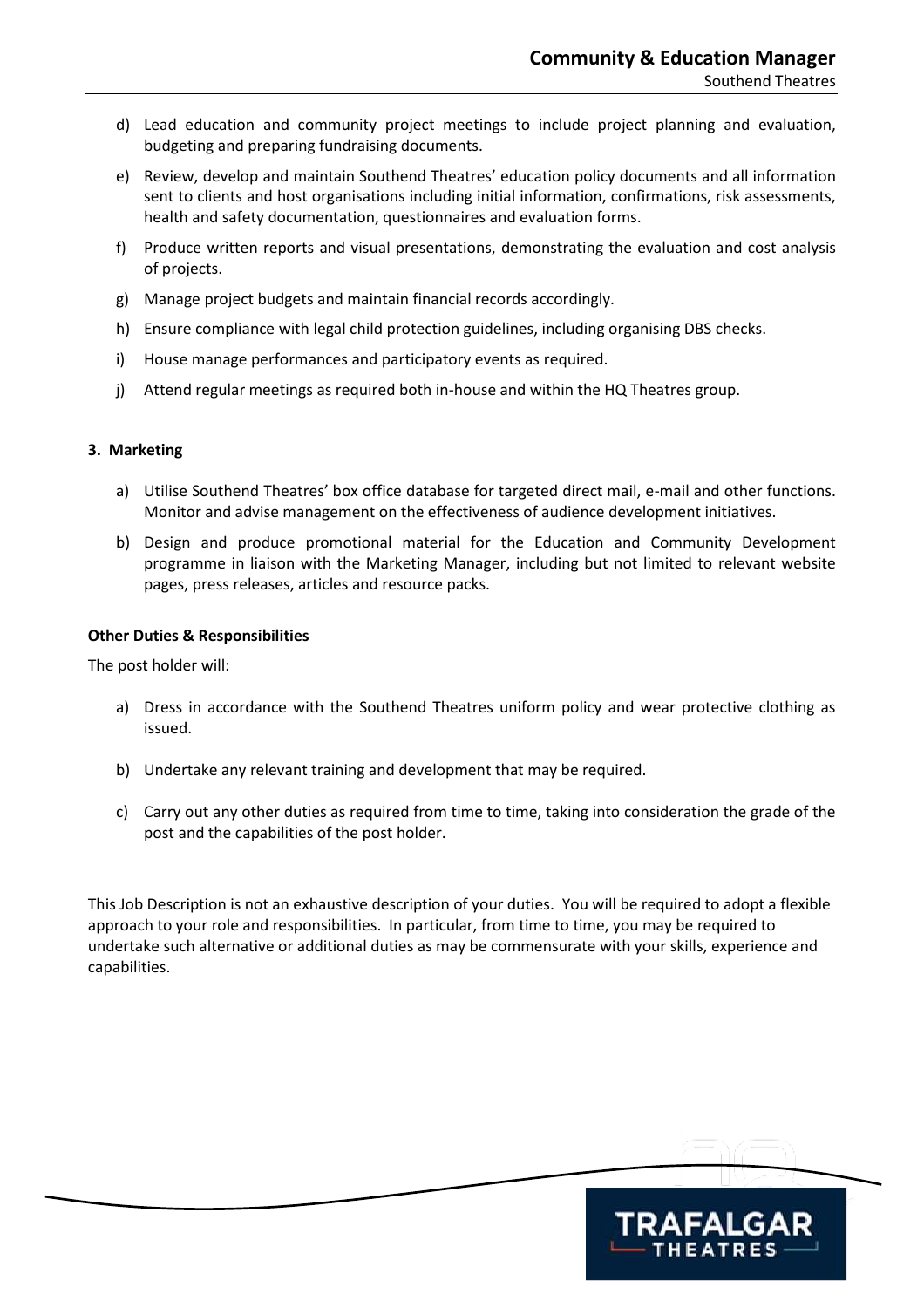d) Lead education and community project meetings to include project planning and evaluation, budgeting and preparing fundraising documents.

e) Review, develop and maintain Southend Theatres' education policy documents and all information sent to clients and host organisations including initial information, confirmations, risk assessments, health and safety documentation, questionnaires and evaluation forms.

f) Produce written reports and visual presentations, demonstrating the evaluation and cost analysis of projects.

g) Manage project budgets and maintain financial records accordingly.

h) Ensure compliance with legal child protection guidelines, including organising DBS checks.

i) House manage performances and participatory events as required.

j) Attend regular meetings as required both in-house and within the HQ Theatres group.

**3. Marketing**

a) Utilise Southend Theatres' box office database for targeted direct mail, e-mail and other functions. Monitor and advise management on the effectiveness of audience development initiatives.

b) Design and produce promotional material for the Education and Community Development programme in liaison with the Marketing Manager, including but not limited to relevant website pages, press releases, articles and resource packs.

**Other Duties & Responsibilities**

The post holder will:

a) Dress in accordance with the Southend Theatres uniform policy and wear protective clothing as issued.

b) Undertake any relevant training and development that may be required.

c) Carry out any other duties as required from time to time, taking into consideration the grade of the post and the capabilities of the post holder.

This Job Description is not an exhaustive description of your duties. You will be required to adopt a flexible approach to your role and responsibilities. In particular, from time to time, you may be required to undertake such alternative or additional duties as may be commensurate with your skills, experience and capabilities.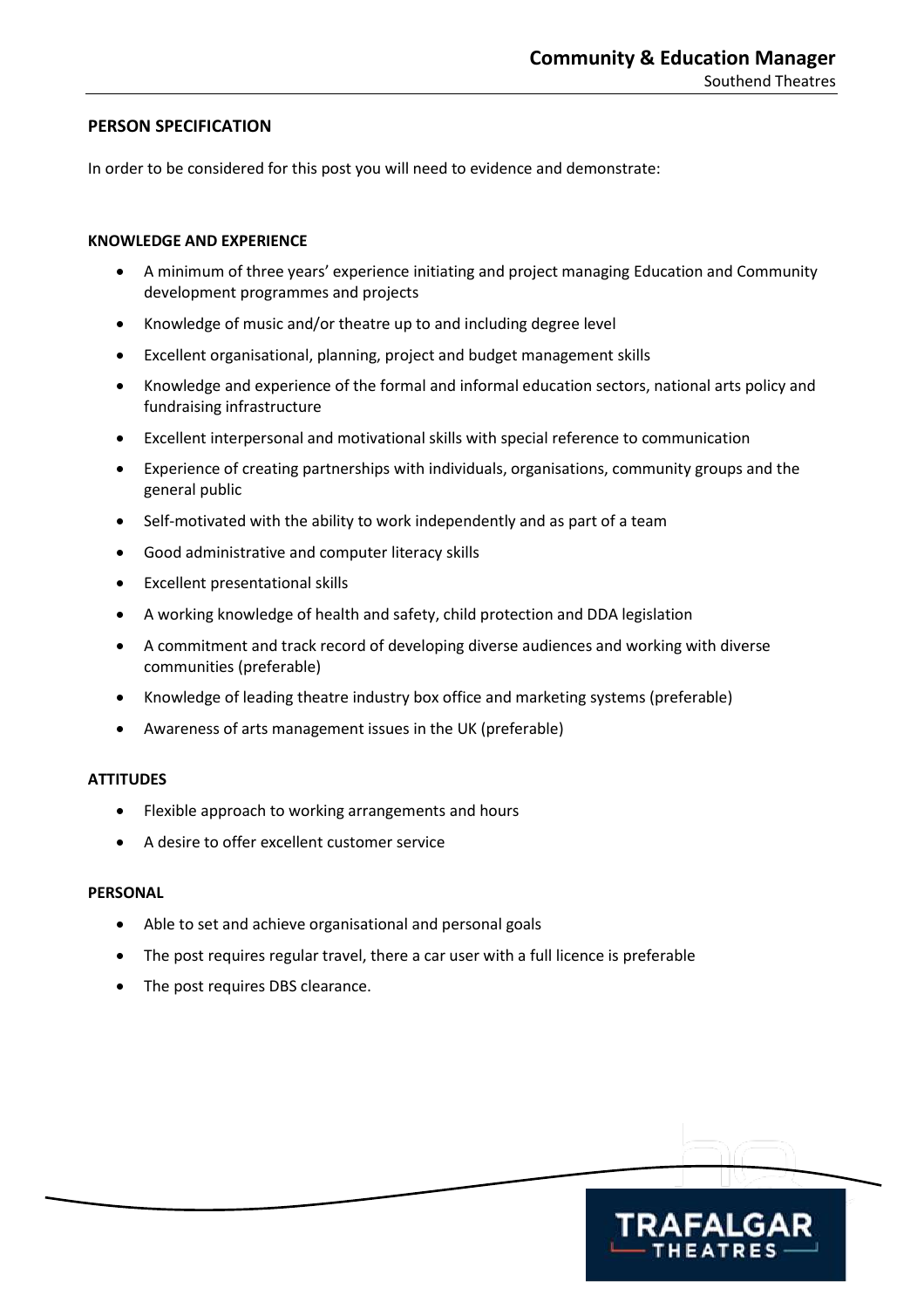## PERSON SPECIFICATION

In order to be considered for this post you will need to evidence and demonstrate:

### KNOWLEDGE AND EXPERIENCE

- A minimum of three years' experience initiating and project managing Education and Community development programmes and projects
- Knowledge of music and/or theatre up to and including degree level
- Excellent organisational, planning, project and budget management skills
- Knowledge and experience of the formal and informal education sectors, national arts policy and fundraising infrastructure
- Excellent interpersonal and motivational skills with special reference to communication
- Experience of creating partnerships with individuals, organisations, community groups and the general public
- Self-motivated with the ability to work independently and as part of a team
- Good administrative and computer literacy skills
- Excellent presentational skills
- A working knowledge of health and safety, child protection and DDA legislation
- A commitment and track record of developing diverse audiences and working with diverse communities (preferable)
- Knowledge of leading theatre industry box office and marketing systems (preferable)
- Awareness of arts management issues in the UK (preferable)

### ATTITUDES

- Flexible approach to working arrangements and hours
- A desire to offer excellent customer service

### PERSONAL

- Able to set and achieve organisational and personal goals
- The post requires regular travel, there a car user with a full licence is preferable
- The post requires DBS clearance.